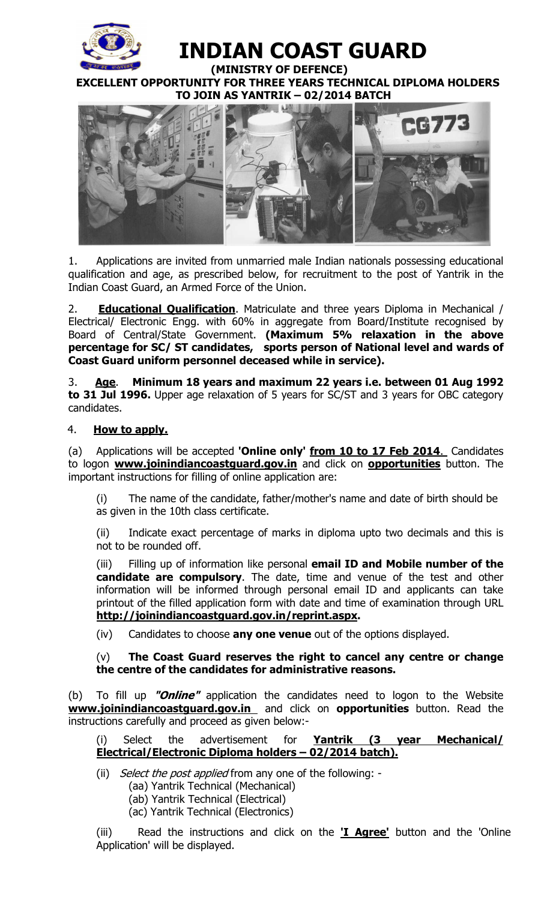# INDIAN COAST GUARD

**(MINISTRY OF DEFENCE)**

**EXCELLENT OPPORTUNITY FOR THREE YEARS TECHNICAL DIPLOMA HOLDERS TO JOIN AS YANTRIK – 02/2014 BATCH**

1. Applications are invited from unmarried male Indian nationals possessing educational qualification and age, as prescribed below, for recruitment to the post of Yantrik in the Indian Coast Guard, an Armed Force of the Union.

2. **Educational Qualification**. Matriculate and three years Diploma in Mechanical / Electrical/ Electronic Engg. with 60% in aggregate from Board/Institute recognised by Board of Central/State Government. **(Maximum 5% relaxation in the above percentage for SC/ ST candidates, sports person of National level and wards of Coast Guard uniform personnel deceased while in service).**

3. **Age**. **Minimum 18 years and maximum 22 years i.e. between 01 Aug 1992 to 31 Jul 1996.** Upper age relaxation of 5 years for SC/ST and 3 years for OBC category candidates.

4. **How to apply.**

(a) Applications will be accepted **'Online only'** **from 10 to 17 Feb 2014**. Candidates to logon **www.joinindiancoastguard.gov.in** and click on **opportunities** button. The important instructions for filling of online application are:

(i) The name of the candidate, father/mother's name and date of birth should be as given in the 10th class certificate.

(ii) Indicate exact percentage of marks in diploma upto two decimals and this is not to be rounded off.

(iii) Filling up of information like personal **email ID and Mobile number of the candidate are compulsory**. The date, time and venue of the test and other information will be informed through personal email ID and applicants can take printout of the filled application form with date and time of examination through URL **http://joinindiancoastguard.gov.in/reprint.aspx.**

(iv) Candidates to choose **any one venue** out of the options displayed.

(v) **The Coast Guard reserves the right to cancel any centre or change the centre of the candidates for administrative reasons.**

(b) To fill up ***"Online"*** application the candidates need to logon to the Website **www.joinindiancoastguard.gov.in** and click on **opportunities** button. Read the instructions carefully and proceed as given below:-

(i) Select the advertisement for **Yantrik (3 year Mechanical/ Electrical/Electronic Diploma holders – 02/2014 batch).**

(ii) *Select the post applied* from any one of the following: -
- (aa) Yantrik Technical (Mechanical)
- (ab) Yantrik Technical (Electrical)
- (ac) Yantrik Technical (Electronics)

(iii) Read the instructions and click on the **'I Agree'** button and the 'Online Application' will be displayed.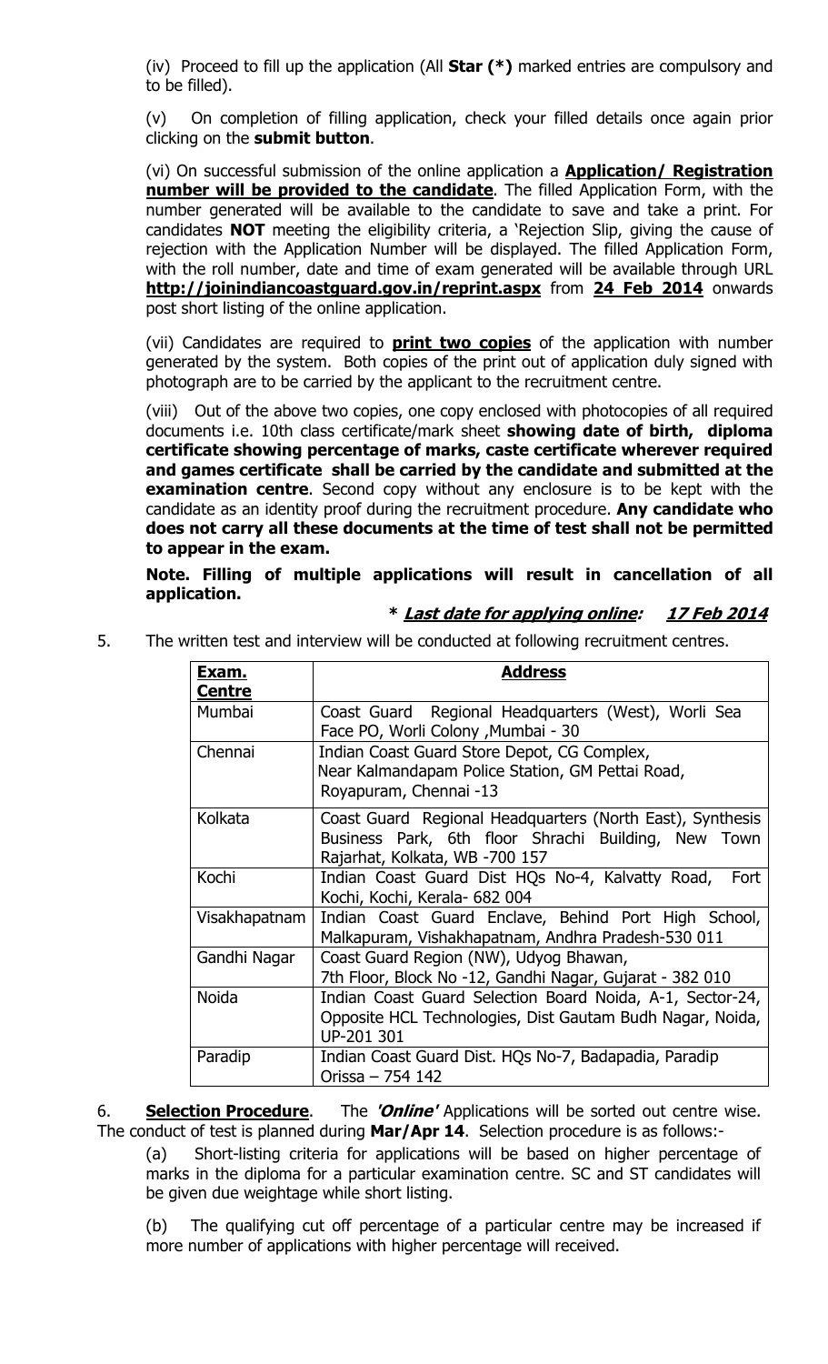(iv) Proceed to fill up the application (All **Star (*)** marked entries are compulsory and to be filled).

(v) On completion of filling application, check your filled details once again prior clicking on the **submit button**.

(vi) On successful submission of the online application a **Application/ Registration number will be provided to the candidate**. The filled Application Form, with the number generated will be available to the candidate to save and take a print. For candidates **NOT** meeting the eligibility criteria, a 'Rejection Slip, giving the cause of rejection with the Application Number will be displayed. The filled Application Form, with the roll number, date and time of exam generated will be available through URL **http://joinindiancoastguard.gov.in/reprint.aspx** from **24 Feb 2014** onwards post short listing of the online application.

(vii) Candidates are required to **print two copies** of the application with number generated by the system. Both copies of the print out of application duly signed with photograph are to be carried by the applicant to the recruitment centre.

(viii) Out of the above two copies, one copy enclosed with photocopies of all required documents i.e. 10th class certificate/mark sheet **showing date of birth, diploma certificate showing percentage of marks, caste certificate wherever required and games certificate shall be carried by the candidate and submitted at the examination centre**. Second copy without any enclosure is to be kept with the candidate as an identity proof during the recruitment procedure. **Any candidate who does not carry all these documents at the time of test shall not be permitted to appear in the exam.**

**Note. Filling of multiple applications will result in cancellation of all application.**

***Last date for applying online: 17 Feb 2014***

5. The written test and interview will be conducted at following recruitment centres.

| Exam. Centre | Address |
|---|---|
| Mumbai | Coast Guard Regional Headquarters (West), Worli Sea Face PO, Worli Colony ,Mumbai - 30 |
| Chennai | Indian Coast Guard Store Depot, CG Complex, Near Kalmandapam Police Station, GM Pettai Road, Royapuram, Chennai -13 |
| Kolkata | Coast Guard Regional Headquarters (North East), Synthesis Business Park, 6th floor Shrachi Building, New Town Rajarhat, Kolkata, WB -700 157 |
| Kochi | Indian Coast Guard Dist HQs No-4, Kalvatty Road, Fort Kochi, Kochi, Kerala- 682 004 |
| Visakhapatnam | Indian Coast Guard Enclave, Behind Port High School, Malkapuram, Vishakhapatnam, Andhra Pradesh-530 011 |
| Gandhi Nagar | Coast Guard Region (NW), Udyog Bhawan, 7th Floor, Block No -12, Gandhi Nagar, Gujarat - 382 010 |
| Noida | Indian Coast Guard Selection Board Noida, A-1, Sector-24, Opposite HCL Technologies, Dist Gautam Budh Nagar, Noida, UP-201 301 |
| Paradip | Indian Coast Guard Dist. HQs No-7, Badapadia, Paradip Orissa – 754 142 |

6. **Selection Procedure**. The ***'Online'*** Applications will be sorted out centre wise. The conduct of test is planned during **Mar/Apr 14**. Selection procedure is as follows:-

(a) Short-listing criteria for applications will be based on higher percentage of marks in the diploma for a particular examination centre. SC and ST candidates will be given due weightage while short listing.

(b) The qualifying cut off percentage of a particular centre may be increased if more number of applications with higher percentage will received.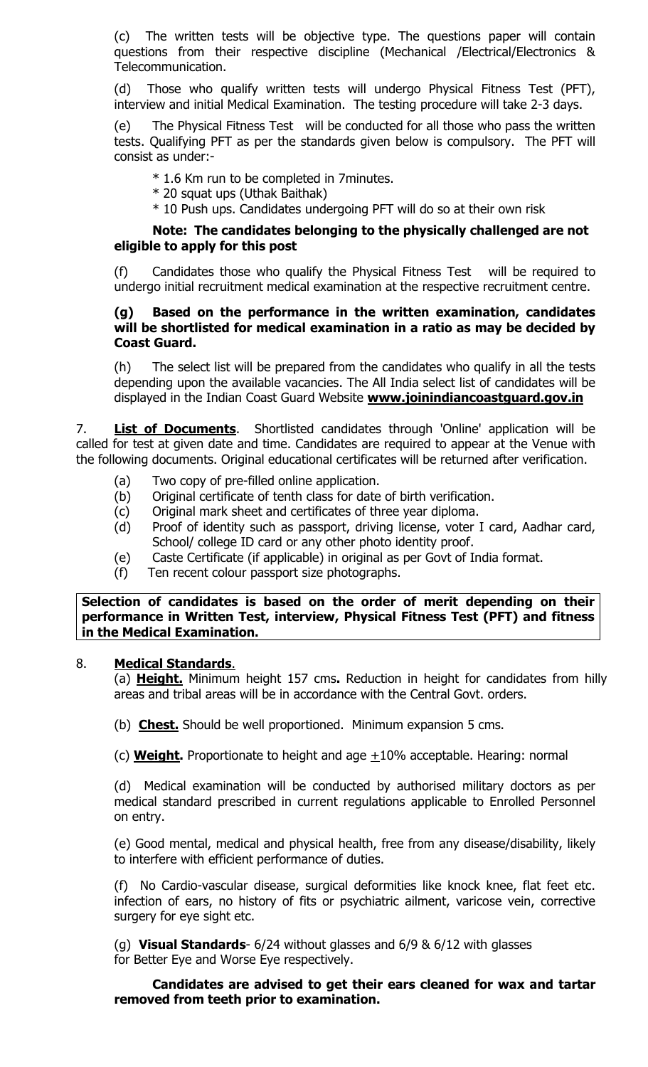(c) The written tests will be objective type. The questions paper will contain questions from their respective discipline (Mechanical /Electrical/Electronics & Telecommunication.

(d) Those who qualify written tests will undergo Physical Fitness Test (PFT), interview and initial Medical Examination. The testing procedure will take 2-3 days.

(e) The Physical Fitness Test will be conducted for all those who pass the written tests. Qualifying PFT as per the standards given below is compulsory. The PFT will consist as under:-

* 1.6 Km run to be completed in 7minutes.
* 20 squat ups (Uthak Baithak)
* 10 Push ups. Candidates undergoing PFT will do so at their own risk

**Note: The candidates belonging to the physically challenged are not eligible to apply for this post**

(f) Candidates those who qualify the Physical Fitness Test will be required to undergo initial recruitment medical examination at the respective recruitment centre.

**(g) Based on the performance in the written examination, candidates will be shortlisted for medical examination in a ratio as may be decided by Coast Guard.**

(h) The select list will be prepared from the candidates who qualify in all the tests depending upon the available vacancies. The All India select list of candidates will be displayed in the Indian Coast Guard Website **www.joinindiancoastguard.gov.in**

7. **List of Documents**. Shortlisted candidates through 'Online' application will be called for test at given date and time. Candidates are required to appear at the Venue with the following documents. Original educational certificates will be returned after verification.

(a) Two copy of pre-filled online application.
(b) Original certificate of tenth class for date of birth verification.
(c) Original mark sheet and certificates of three year diploma.
(d) Proof of identity such as passport, driving license, voter I card, Aadhar card, School/ college ID card or any other photo identity proof.
(e) Caste Certificate (if applicable) in original as per Govt of India format.
(f) Ten recent colour passport size photographs.

**Selection of candidates is based on the order of merit depending on their performance in Written Test, interview, Physical Fitness Test (PFT) and fitness in the Medical Examination.**

8. **Medical Standards**.

(a) **Height.** Minimum height 157 cms**.** Reduction in height for candidates from hilly areas and tribal areas will be in accordance with the Central Govt. orders.

(b) **Chest.** Should be well proportioned. Minimum expansion 5 cms.

(c) **Weight.** Proportionate to height and age $\pm$10% acceptable. Hearing: normal

(d) Medical examination will be conducted by authorised military doctors as per medical standard prescribed in current regulations applicable to Enrolled Personnel on entry.

(e) Good mental, medical and physical health, free from any disease/disability, likely to interfere with efficient performance of duties.

(f) No Cardio-vascular disease, surgical deformities like knock knee, flat feet etc. infection of ears, no history of fits or psychiatric ailment, varicose vein, corrective surgery for eye sight etc.

(g) **Visual Standards**- 6/24 without glasses and 6/9 & 6/12 with glasses for Better Eye and Worse Eye respectively.

**Candidates are advised to get their ears cleaned for wax and tartar removed from teeth prior to examination.**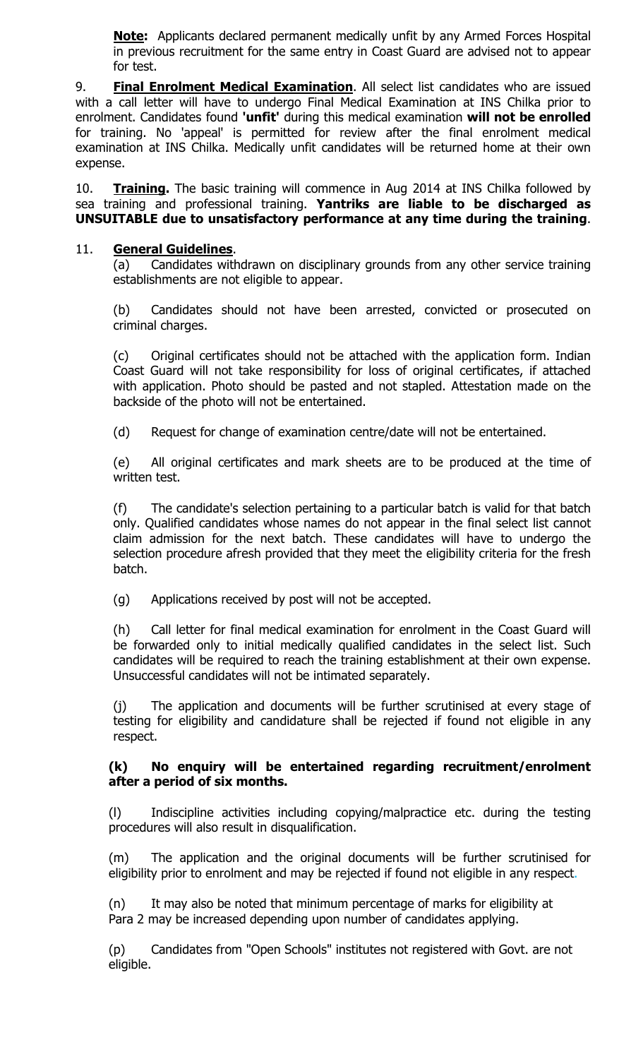**Note:** Applicants declared permanent medically unfit by any Armed Forces Hospital in previous recruitment for the same entry in Coast Guard are advised not to appear for test.

9. **Final Enrolment Medical Examination**. All select list candidates who are issued with a call letter will have to undergo Final Medical Examination at INS Chilka prior to enrolment. Candidates found **'unfit'** during this medical examination **will not be enrolled** for training. No 'appeal' is permitted for review after the final enrolment medical examination at INS Chilka. Medically unfit candidates will be returned home at their own expense.

10. **Training.** The basic training will commence in Aug 2014 at INS Chilka followed by sea training and professional training. **Yantriks are liable to be discharged as UNSUITABLE due to unsatisfactory performance at any time during the training**.

11. **General Guidelines**.

(a) Candidates withdrawn on disciplinary grounds from any other service training establishments are not eligible to appear.

(b) Candidates should not have been arrested, convicted or prosecuted on criminal charges.

(c) Original certificates should not be attached with the application form. Indian Coast Guard will not take responsibility for loss of original certificates, if attached with application. Photo should be pasted and not stapled. Attestation made on the backside of the photo will not be entertained.

(d) Request for change of examination centre/date will not be entertained.

(e) All original certificates and mark sheets are to be produced at the time of written test.

(f) The candidate's selection pertaining to a particular batch is valid for that batch only. Qualified candidates whose names do not appear in the final select list cannot claim admission for the next batch. These candidates will have to undergo the selection procedure afresh provided that they meet the eligibility criteria for the fresh batch.

(g) Applications received by post will not be accepted.

(h) Call letter for final medical examination for enrolment in the Coast Guard will be forwarded only to initial medically qualified candidates in the select list. Such candidates will be required to reach the training establishment at their own expense. Unsuccessful candidates will not be intimated separately.

(j) The application and documents will be further scrutinised at every stage of testing for eligibility and candidature shall be rejected if found not eligible in any respect.

**(k) No enquiry will be entertained regarding recruitment/enrolment after a period of six months.**

(l) Indiscipline activities including copying/malpractice etc. during the testing procedures will also result in disqualification.

(m) The application and the original documents will be further scrutinised for eligibility prior to enrolment and may be rejected if found not eligible in any respect.

(n) It may also be noted that minimum percentage of marks for eligibility at Para 2 may be increased depending upon number of candidates applying.

(p) Candidates from "Open Schools" institutes not registered with Govt. are not eligible.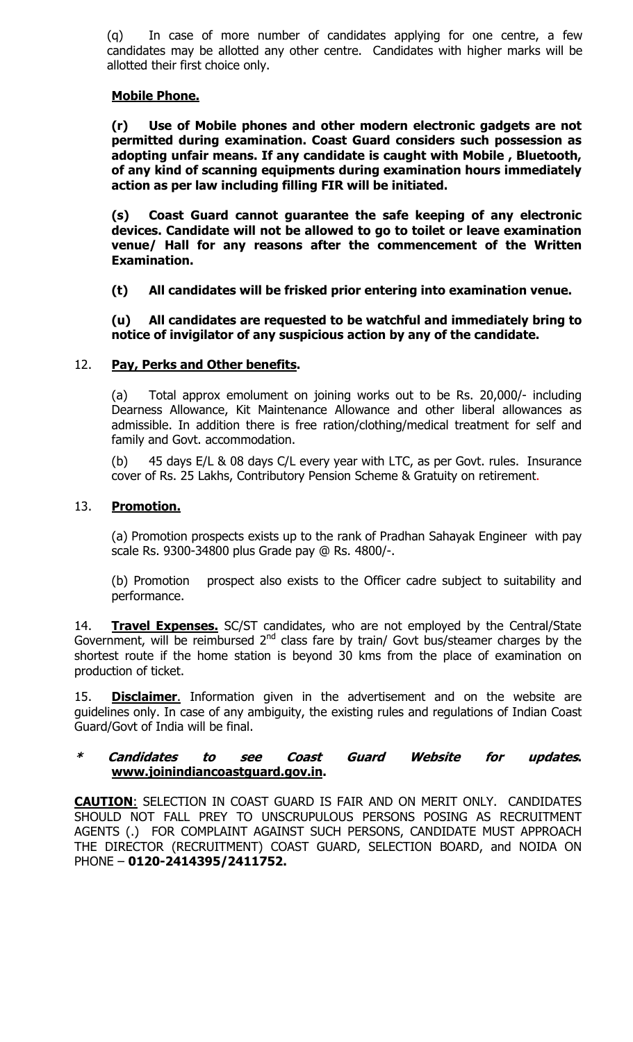(q) In case of more number of candidates applying for one centre, a few candidates may be allotted any other centre. Candidates with higher marks will be allotted their first choice only.

**Mobile Phone.**

**(r) Use of Mobile phones and other modern electronic gadgets are not permitted during examination. Coast Guard considers such possession as adopting unfair means. If any candidate is caught with Mobile , Bluetooth, of any kind of scanning equipments during examination hours immediately action as per law including filling FIR will be initiated.**

**(s) Coast Guard cannot guarantee the safe keeping of any electronic devices. Candidate will not be allowed to go to toilet or leave examination venue/ Hall for any reasons after the commencement of the Written Examination.**

**(t) All candidates will be frisked prior entering into examination venue.**

**(u) All candidates are requested to be watchful and immediately bring to notice of invigilator of any suspicious action by any of the candidate.**

12. **Pay, Perks and Other benefits.**

(a) Total approx emolument on joining works out to be Rs. 20,000/- including Dearness Allowance, Kit Maintenance Allowance and other liberal allowances as admissible. In addition there is free ration/clothing/medical treatment for self and family and Govt. accommodation.

(b) 45 days E/L & 08 days C/L every year with LTC, as per Govt. rules. Insurance cover of Rs. 25 Lakhs, Contributory Pension Scheme & Gratuity on retirement.

13. **Promotion.**

(a) Promotion prospects exists up to the rank of Pradhan Sahayak Engineer with pay scale Rs. 9300-34800 plus Grade pay @ Rs. 4800/-.

(b) Promotion prospect also exists to the Officer cadre subject to suitability and performance.

14. **Travel Expenses.** SC/ST candidates, who are not employed by the Central/State Government, will be reimbursed 2nd class fare by train/ Govt bus/steamer charges by the shortest route if the home station is beyond 30 kms from the place of examination on production of ticket.

15. **Disclaimer**. Information given in the advertisement and on the website are guidelines only. In case of any ambiguity, the existing rules and regulations of Indian Coast Guard/Govt of India will be final.

***\* Candidates to see Coast Guard Website for updates. www.joinindiancoastguard.gov.in.***

**CAUTION**: SELECTION IN COAST GUARD IS FAIR AND ON MERIT ONLY. CANDIDATES SHOULD NOT FALL PREY TO UNSCRUPULOUS PERSONS POSING AS RECRUITMENT AGENTS (.) FOR COMPLAINT AGAINST SUCH PERSONS, CANDIDATE MUST APPROACH THE DIRECTOR (RECRUITMENT) COAST GUARD, SELECTION BOARD, and NOIDA ON PHONE – **0120-2414395/2411752.**